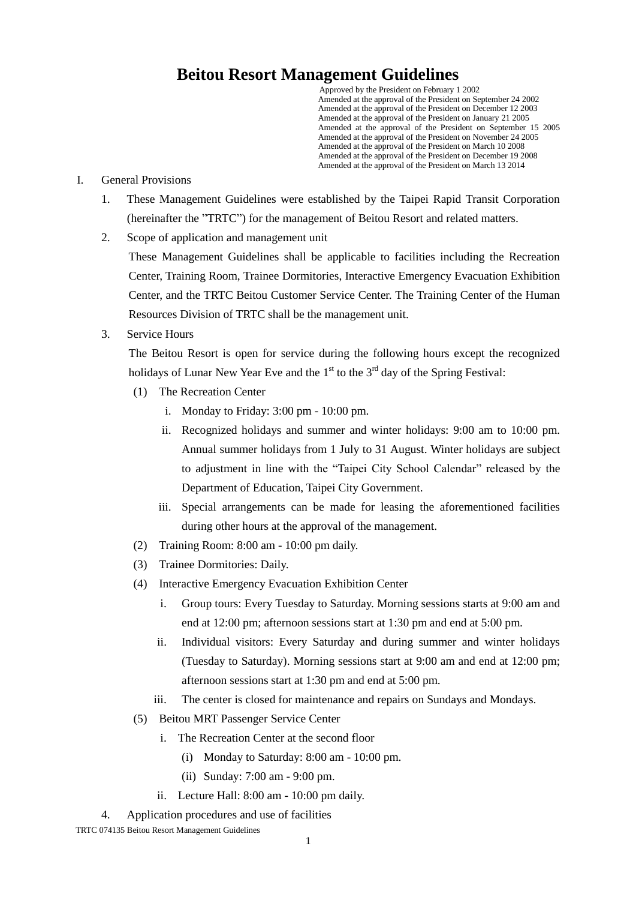# Beitou Resort Management Guidelines

Approved by the President on February 1 2002
Amended at the approval of the President on September 24 2002
Amended at the approval of the President on December 12 2003
Amended at the approval of the President on January 21 2005
Amended at the approval of the President on September 15 2005
Amended at the approval of the President on November 24 2005
Amended at the approval of the President on March 10 2008
Amended at the approval of the President on December 19 2008
Amended at the approval of the President on March 13 2014

I. General Provisions

1. These Management Guidelines were established by the Taipei Rapid Transit Corporation (hereinafter the "TRTC") for the management of Beitou Resort and related matters.

2. Scope of application and management unit

   These Management Guidelines shall be applicable to facilities including the Recreation Center, Training Room, Trainee Dormitories, Interactive Emergency Evacuation Exhibition Center, and the TRTC Beitou Customer Service Center. The Training Center of the Human Resources Division of TRTC shall be the management unit.

3. Service Hours

   The Beitou Resort is open for service during the following hours except the recognized holidays of Lunar New Year Eve and the 1st to the 3rd day of the Spring Festival:

   (1) The Recreation Center
      i. Monday to Friday: 3:00 pm - 10:00 pm.
      ii. Recognized holidays and summer and winter holidays: 9:00 am to 10:00 pm. Annual summer holidays from 1 July to 31 August. Winter holidays are subject to adjustment in line with the "Taipei City School Calendar" released by the Department of Education, Taipei City Government.
      iii. Special arrangements can be made for leasing the aforementioned facilities during other hours at the approval of the management.

   (2) Training Room: 8:00 am - 10:00 pm daily.

   (3) Trainee Dormitories: Daily.

   (4) Interactive Emergency Evacuation Exhibition Center
      i. Group tours: Every Tuesday to Saturday. Morning sessions starts at 9:00 am and end at 12:00 pm; afternoon sessions start at 1:30 pm and end at 5:00 pm.
      ii. Individual visitors: Every Saturday and during summer and winter holidays (Tuesday to Saturday). Morning sessions start at 9:00 am and end at 12:00 pm; afternoon sessions start at 1:30 pm and end at 5:00 pm.
      iii. The center is closed for maintenance and repairs on Sundays and Mondays.

   (5) Beitou MRT Passenger Service Center
      i. The Recreation Center at the second floor
         (i) Monday to Saturday: 8:00 am - 10:00 pm.
         (ii) Sunday: 7:00 am - 9:00 pm.
      ii. Lecture Hall: 8:00 am - 10:00 pm daily.

4. Application procedures and use of facilities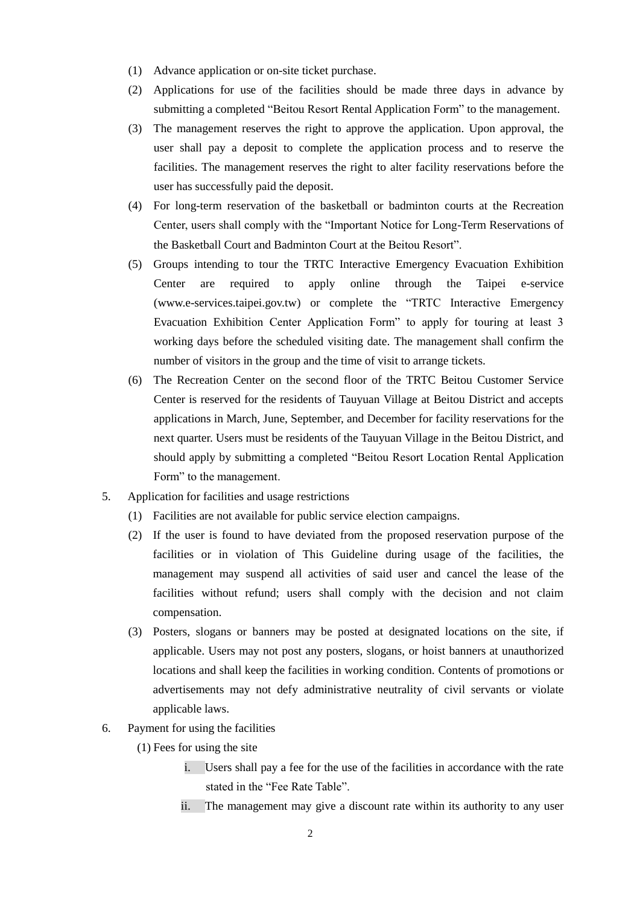(1) Advance application or on-site ticket purchase.

(2) Applications for use of the facilities should be made three days in advance by submitting a completed "Beitou Resort Rental Application Form" to the management.

(3) The management reserves the right to approve the application. Upon approval, the user shall pay a deposit to complete the application process and to reserve the facilities. The management reserves the right to alter facility reservations before the user has successfully paid the deposit.

(4) For long-term reservation of the basketball or badminton courts at the Recreation Center, users shall comply with the "Important Notice for Long-Term Reservations of the Basketball Court and Badminton Court at the Beitou Resort".

(5) Groups intending to tour the TRTC Interactive Emergency Evacuation Exhibition Center are required to apply online through the Taipei e-service (www.e-services.taipei.gov.tw) or complete the "TRTC Interactive Emergency Evacuation Exhibition Center Application Form" to apply for touring at least 3 working days before the scheduled visiting date. The management shall confirm the number of visitors in the group and the time of visit to arrange tickets.

(6) The Recreation Center on the second floor of the TRTC Beitou Customer Service Center is reserved for the residents of Tauyuan Village at Beitou District and accepts applications in March, June, September, and December for facility reservations for the next quarter. Users must be residents of the Tauyuan Village in the Beitou District, and should apply by submitting a completed "Beitou Resort Location Rental Application Form" to the management.

5. Application for facilities and usage restrictions

   (1) Facilities are not available for public service election campaigns.

   (2) If the user is found to have deviated from the proposed reservation purpose of the facilities or in violation of This Guideline during usage of the facilities, the management may suspend all activities of said user and cancel the lease of the facilities without refund; users shall comply with the decision and not claim compensation.

   (3) Posters, slogans or banners may be posted at designated locations on the site, if applicable. Users may not post any posters, slogans, or hoist banners at unauthorized locations and shall keep the facilities in working condition. Contents of promotions or advertisements may not defy administrative neutrality of civil servants or violate applicable laws.

6. Payment for using the facilities

   (1) Fees for using the site

      i. Users shall pay a fee for the use of the facilities in accordance with the rate stated in the "Fee Rate Table".

      ii. The management may give a discount rate within its authority to any user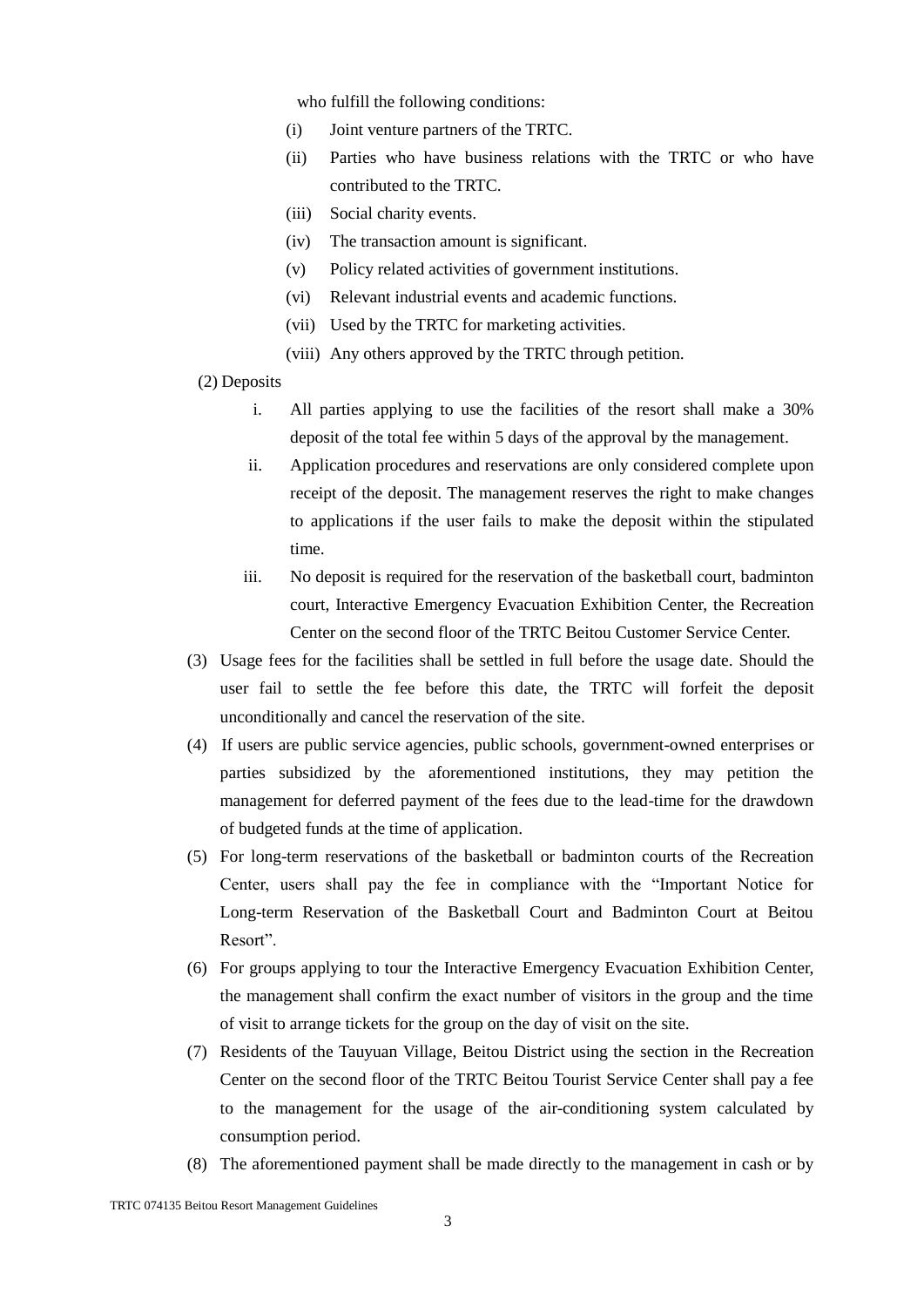who fulfill the following conditions:

(i) Joint venture partners of the TRTC.

(ii) Parties who have business relations with the TRTC or who have contributed to the TRTC.

(iii) Social charity events.

(iv) The transaction amount is significant.

(v) Policy related activities of government institutions.

(vi) Relevant industrial events and academic functions.

(vii) Used by the TRTC for marketing activities.

(viii) Any others approved by the TRTC through petition.

(2) Deposits

i. All parties applying to use the facilities of the resort shall make a 30% deposit of the total fee within 5 days of the approval by the management.

ii. Application procedures and reservations are only considered complete upon receipt of the deposit. The management reserves the right to make changes to applications if the user fails to make the deposit within the stipulated time.

iii. No deposit is required for the reservation of the basketball court, badminton court, Interactive Emergency Evacuation Exhibition Center, the Recreation Center on the second floor of the TRTC Beitou Customer Service Center.

(3) Usage fees for the facilities shall be settled in full before the usage date. Should the user fail to settle the fee before this date, the TRTC will forfeit the deposit unconditionally and cancel the reservation of the site.

(4) If users are public service agencies, public schools, government-owned enterprises or parties subsidized by the aforementioned institutions, they may petition the management for deferred payment of the fees due to the lead-time for the drawdown of budgeted funds at the time of application.

(5) For long-term reservations of the basketball or badminton courts of the Recreation Center, users shall pay the fee in compliance with the "Important Notice for Long-term Reservation of the Basketball Court and Badminton Court at Beitou Resort".

(6) For groups applying to tour the Interactive Emergency Evacuation Exhibition Center, the management shall confirm the exact number of visitors in the group and the time of visit to arrange tickets for the group on the day of visit on the site.

(7) Residents of the Tauyuan Village, Beitou District using the section in the Recreation Center on the second floor of the TRTC Beitou Tourist Service Center shall pay a fee to the management for the usage of the air-conditioning system calculated by consumption period.

(8) The aforementioned payment shall be made directly to the management in cash or by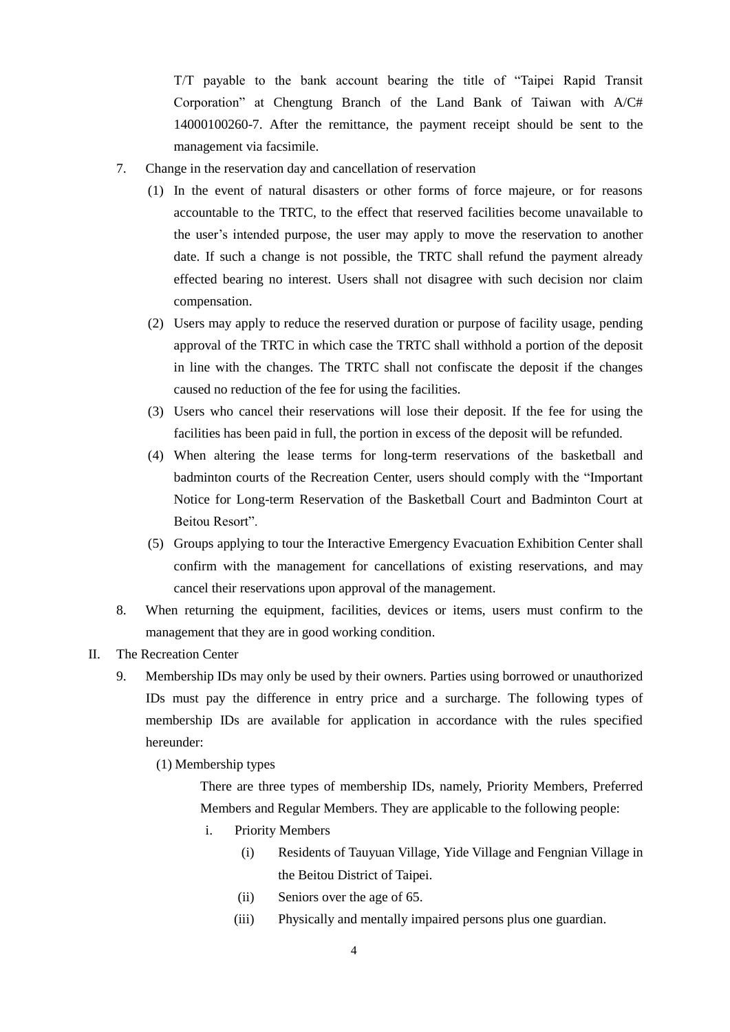T/T payable to the bank account bearing the title of "Taipei Rapid Transit Corporation" at Chengtung Branch of the Land Bank of Taiwan with A/C# 14000100260-7. After the remittance, the payment receipt should be sent to the management via facsimile.

7. Change in the reservation day and cancellation of reservation
   (1) In the event of natural disasters or other forms of force majeure, or for reasons accountable to the TRTC, to the effect that reserved facilities become unavailable to the user's intended purpose, the user may apply to move the reservation to another date. If such a change is not possible, the TRTC shall refund the payment already effected bearing no interest. Users shall not disagree with such decision nor claim compensation.
   (2) Users may apply to reduce the reserved duration or purpose of facility usage, pending approval of the TRTC in which case the TRTC shall withhold a portion of the deposit in line with the changes. The TRTC shall not confiscate the deposit if the changes caused no reduction of the fee for using the facilities.
   (3) Users who cancel their reservations will lose their deposit. If the fee for using the facilities has been paid in full, the portion in excess of the deposit will be refunded.
   (4) When altering the lease terms for long-term reservations of the basketball and badminton courts of the Recreation Center, users should comply with the "Important Notice for Long-term Reservation of the Basketball Court and Badminton Court at Beitou Resort".
   (5) Groups applying to tour the Interactive Emergency Evacuation Exhibition Center shall confirm with the management for cancellations of existing reservations, and may cancel their reservations upon approval of the management.
8. When returning the equipment, facilities, devices or items, users must confirm to the management that they are in good working condition.

II. The Recreation Center

9. Membership IDs may only be used by their owners. Parties using borrowed or unauthorized IDs must pay the difference in entry price and a surcharge. The following types of membership IDs are available for application in accordance with the rules specified hereunder:
   (1) Membership types

      There are three types of membership IDs, namely, Priority Members, Preferred Members and Regular Members. They are applicable to the following people:

      i. Priority Members
         (i) Residents of Tauyuan Village, Yide Village and Fengnian Village in the Beitou District of Taipei.
         (ii) Seniors over the age of 65.
         (iii) Physically and mentally impaired persons plus one guardian.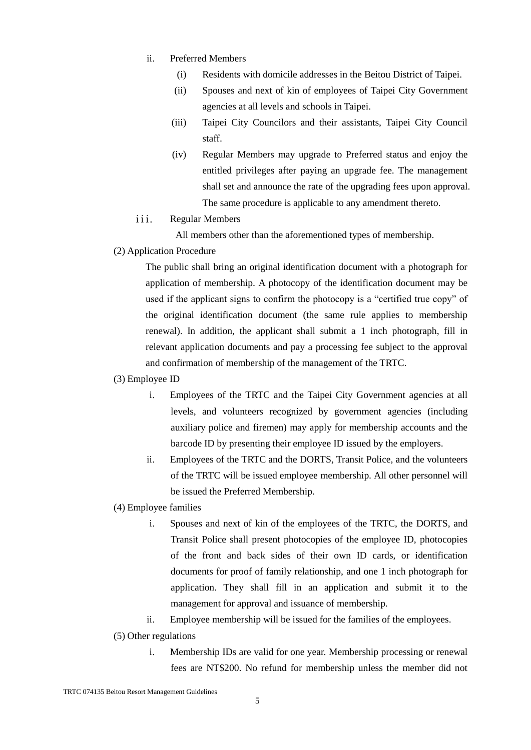ii. Preferred Members

   (i) Residents with domicile addresses in the Beitou District of Taipei.

   (ii) Spouses and next of kin of employees of Taipei City Government agencies at all levels and schools in Taipei.

   (iii) Taipei City Councilors and their assistants, Taipei City Council staff.

   (iv) Regular Members may upgrade to Preferred status and enjoy the entitled privileges after paying an upgrade fee. The management shall set and announce the rate of the upgrading fees upon approval. The same procedure is applicable to any amendment thereto.

iii. Regular Members

   All members other than the aforementioned types of membership.

(2) Application Procedure

The public shall bring an original identification document with a photograph for application of membership. A photocopy of the identification document may be used if the applicant signs to confirm the photocopy is a "certified true copy" of the original identification document (the same rule applies to membership renewal). In addition, the applicant shall submit a 1 inch photograph, fill in relevant application documents and pay a processing fee subject to the approval and confirmation of membership of the management of the TRTC.

(3) Employee ID

i. Employees of the TRTC and the Taipei City Government agencies at all levels, and volunteers recognized by government agencies (including auxiliary police and firemen) may apply for membership accounts and the barcode ID by presenting their employee ID issued by the employers.

ii. Employees of the TRTC and the DORTS, Transit Police, and the volunteers of the TRTC will be issued employee membership. All other personnel will be issued the Preferred Membership.

(4) Employee families

i. Spouses and next of kin of the employees of the TRTC, the DORTS, and Transit Police shall present photocopies of the employee ID, photocopies of the front and back sides of their own ID cards, or identification documents for proof of family relationship, and one 1 inch photograph for application. They shall fill in an application and submit it to the management for approval and issuance of membership.

ii. Employee membership will be issued for the families of the employees.

(5) Other regulations

i. Membership IDs are valid for one year. Membership processing or renewal fees are NT$200. No refund for membership unless the member did not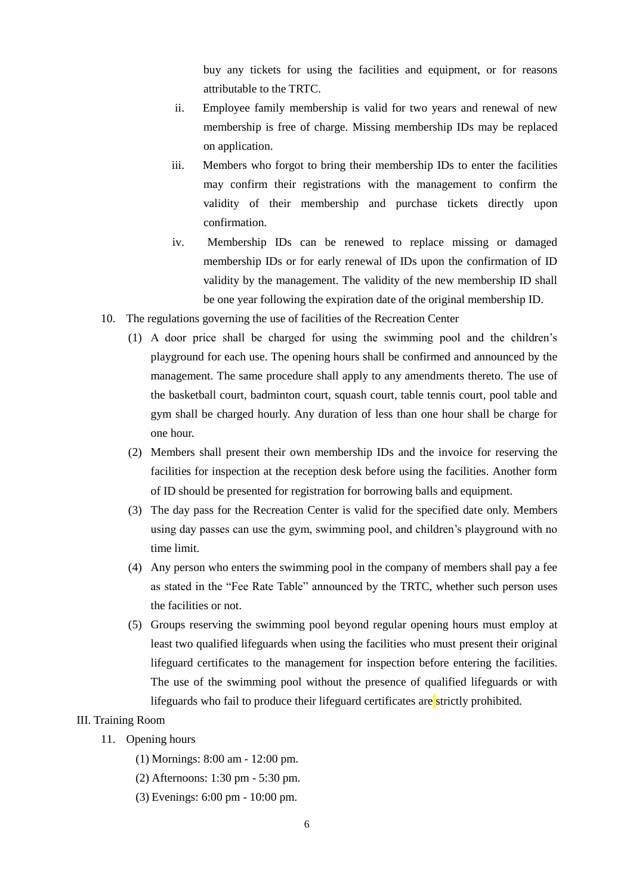buy any tickets for using the facilities and equipment, or for reasons attributable to the TRTC.

ii. Employee family membership is valid for two years and renewal of new membership is free of charge. Missing membership IDs may be replaced on application.

iii. Members who forgot to bring their membership IDs to enter the facilities may confirm their registrations with the management to confirm the validity of their membership and purchase tickets directly upon confirmation.

iv. Membership IDs can be renewed to replace missing or damaged membership IDs or for early renewal of IDs upon the confirmation of ID validity by the management. The validity of the new membership ID shall be one year following the expiration date of the original membership ID.

10. The regulations governing the use of facilities of the Recreation Center

(1) A door price shall be charged for using the swimming pool and the children's playground for each use. The opening hours shall be confirmed and announced by the management. The same procedure shall apply to any amendments thereto. The use of the basketball court, badminton court, squash court, table tennis court, pool table and gym shall be charged hourly. Any duration of less than one hour shall be charge for one hour.

(2) Members shall present their own membership IDs and the invoice for reserving the facilities for inspection at the reception desk before using the facilities. Another form of ID should be presented for registration for borrowing balls and equipment.

(3) The day pass for the Recreation Center is valid for the specified date only. Members using day passes can use the gym, swimming pool, and children's playground with no time limit.

(4) Any person who enters the swimming pool in the company of members shall pay a fee as stated in the "Fee Rate Table" announced by the TRTC, whether such person uses the facilities or not.

(5) Groups reserving the swimming pool beyond regular opening hours must employ at least two qualified lifeguards when using the facilities who must present their original lifeguard certificates to the management for inspection before entering the facilities. The use of the swimming pool without the presence of qualified lifeguards or with lifeguards who fail to produce their lifeguard certificates are strictly prohibited.

## III. Training Room

11. Opening hours

(1) Mornings: 8:00 am - 12:00 pm.

(2) Afternoons: 1:30 pm - 5:30 pm.

(3) Evenings: 6:00 pm - 10:00 pm.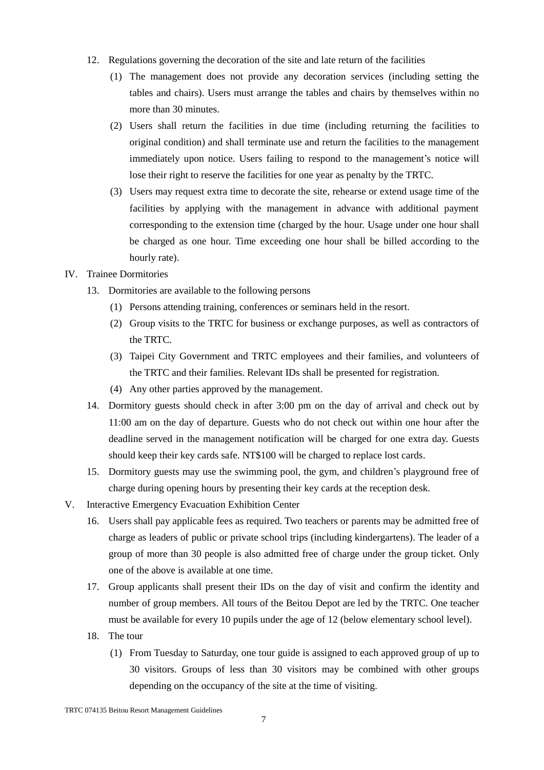12. Regulations governing the decoration of the site and late return of the facilities
    (1) The management does not provide any decoration services (including setting the tables and chairs). Users must arrange the tables and chairs by themselves within no more than 30 minutes.
    (2) Users shall return the facilities in due time (including returning the facilities to original condition) and shall terminate use and return the facilities to the management immediately upon notice. Users failing to respond to the management's notice will lose their right to reserve the facilities for one year as penalty by the TRTC.
    (3) Users may request extra time to decorate the site, rehearse or extend usage time of the facilities by applying with the management in advance with additional payment corresponding to the extension time (charged by the hour. Usage under one hour shall be charged as one hour. Time exceeding one hour shall be billed according to the hourly rate).

IV. Trainee Dormitories

13. Dormitories are available to the following persons
    (1) Persons attending training, conferences or seminars held in the resort.
    (2) Group visits to the TRTC for business or exchange purposes, as well as contractors of the TRTC.
    (3) Taipei City Government and TRTC employees and their families, and volunteers of the TRTC and their families. Relevant IDs shall be presented for registration.
    (4) Any other parties approved by the management.
14. Dormitory guests should check in after 3:00 pm on the day of arrival and check out by 11:00 am on the day of departure. Guests who do not check out within one hour after the deadline served in the management notification will be charged for one extra day. Guests should keep their key cards safe. NT$100 will be charged to replace lost cards.
15. Dormitory guests may use the swimming pool, the gym, and children's playground free of charge during opening hours by presenting their key cards at the reception desk.

V. Interactive Emergency Evacuation Exhibition Center

16. Users shall pay applicable fees as required. Two teachers or parents may be admitted free of charge as leaders of public or private school trips (including kindergartens). The leader of a group of more than 30 people is also admitted free of charge under the group ticket. Only one of the above is available at one time.
17. Group applicants shall present their IDs on the day of visit and confirm the identity and number of group members. All tours of the Beitou Depot are led by the TRTC. One teacher must be available for every 10 pupils under the age of 12 (below elementary school level).
18. The tour
    (1) From Tuesday to Saturday, one tour guide is assigned to each approved group of up to 30 visitors. Groups of less than 30 visitors may be combined with other groups depending on the occupancy of the site at the time of visiting.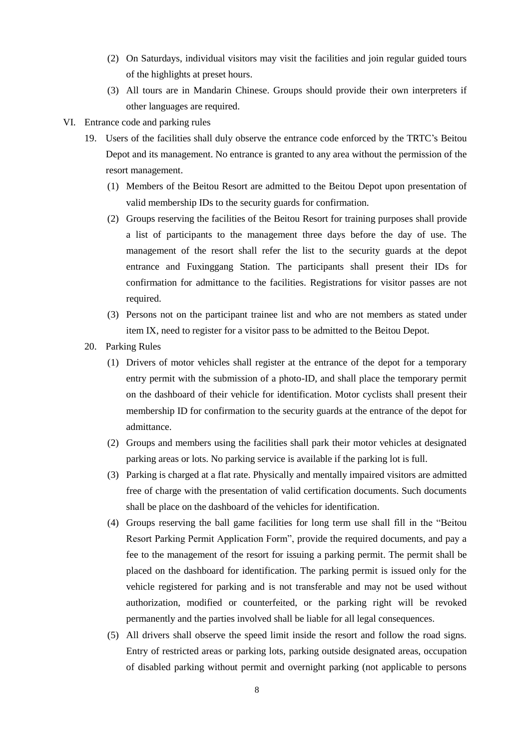(2) On Saturdays, individual visitors may visit the facilities and join regular guided tours of the highlights at preset hours.

(3) All tours are in Mandarin Chinese. Groups should provide their own interpreters if other languages are required.

VI. Entrance code and parking rules

19. Users of the facilities shall duly observe the entrance code enforced by the TRTC's Beitou Depot and its management. No entrance is granted to any area without the permission of the resort management.

   (1) Members of the Beitou Resort are admitted to the Beitou Depot upon presentation of valid membership IDs to the security guards for confirmation.

   (2) Groups reserving the facilities of the Beitou Resort for training purposes shall provide a list of participants to the management three days before the day of use. The management of the resort shall refer the list to the security guards at the depot entrance and Fuxinggang Station. The participants shall present their IDs for confirmation for admittance to the facilities. Registrations for visitor passes are not required.

   (3) Persons not on the participant trainee list and who are not members as stated under item IX, need to register for a visitor pass to be admitted to the Beitou Depot.

20. Parking Rules

   (1) Drivers of motor vehicles shall register at the entrance of the depot for a temporary entry permit with the submission of a photo-ID, and shall place the temporary permit on the dashboard of their vehicle for identification. Motor cyclists shall present their membership ID for confirmation to the security guards at the entrance of the depot for admittance.

   (2) Groups and members using the facilities shall park their motor vehicles at designated parking areas or lots. No parking service is available if the parking lot is full.

   (3) Parking is charged at a flat rate. Physically and mentally impaired visitors are admitted free of charge with the presentation of valid certification documents. Such documents shall be place on the dashboard of the vehicles for identification.

   (4) Groups reserving the ball game facilities for long term use shall fill in the "Beitou Resort Parking Permit Application Form", provide the required documents, and pay a fee to the management of the resort for issuing a parking permit. The permit shall be placed on the dashboard for identification. The parking permit is issued only for the vehicle registered for parking and is not transferable and may not be used without authorization, modified or counterfeited, or the parking right will be revoked permanently and the parties involved shall be liable for all legal consequences.

   (5) All drivers shall observe the speed limit inside the resort and follow the road signs. Entry of restricted areas or parking lots, parking outside designated areas, occupation of disabled parking without permit and overnight parking (not applicable to persons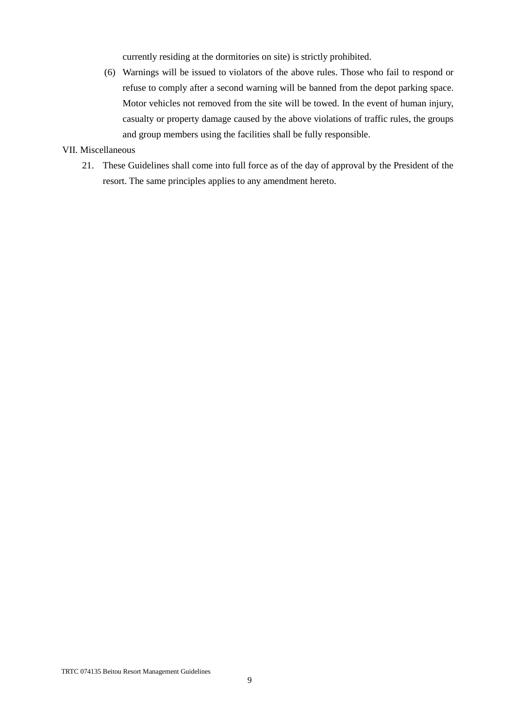currently residing at the dormitories on site) is strictly prohibited.

(6) Warnings will be issued to violators of the above rules. Those who fail to respond or refuse to comply after a second warning will be banned from the depot parking space. Motor vehicles not removed from the site will be towed. In the event of human injury, casualty or property damage caused by the above violations of traffic rules, the groups and group members using the facilities shall be fully responsible.

VII. Miscellaneous

21. These Guidelines shall come into full force as of the day of approval by the President of the resort. The same principles applies to any amendment hereto.